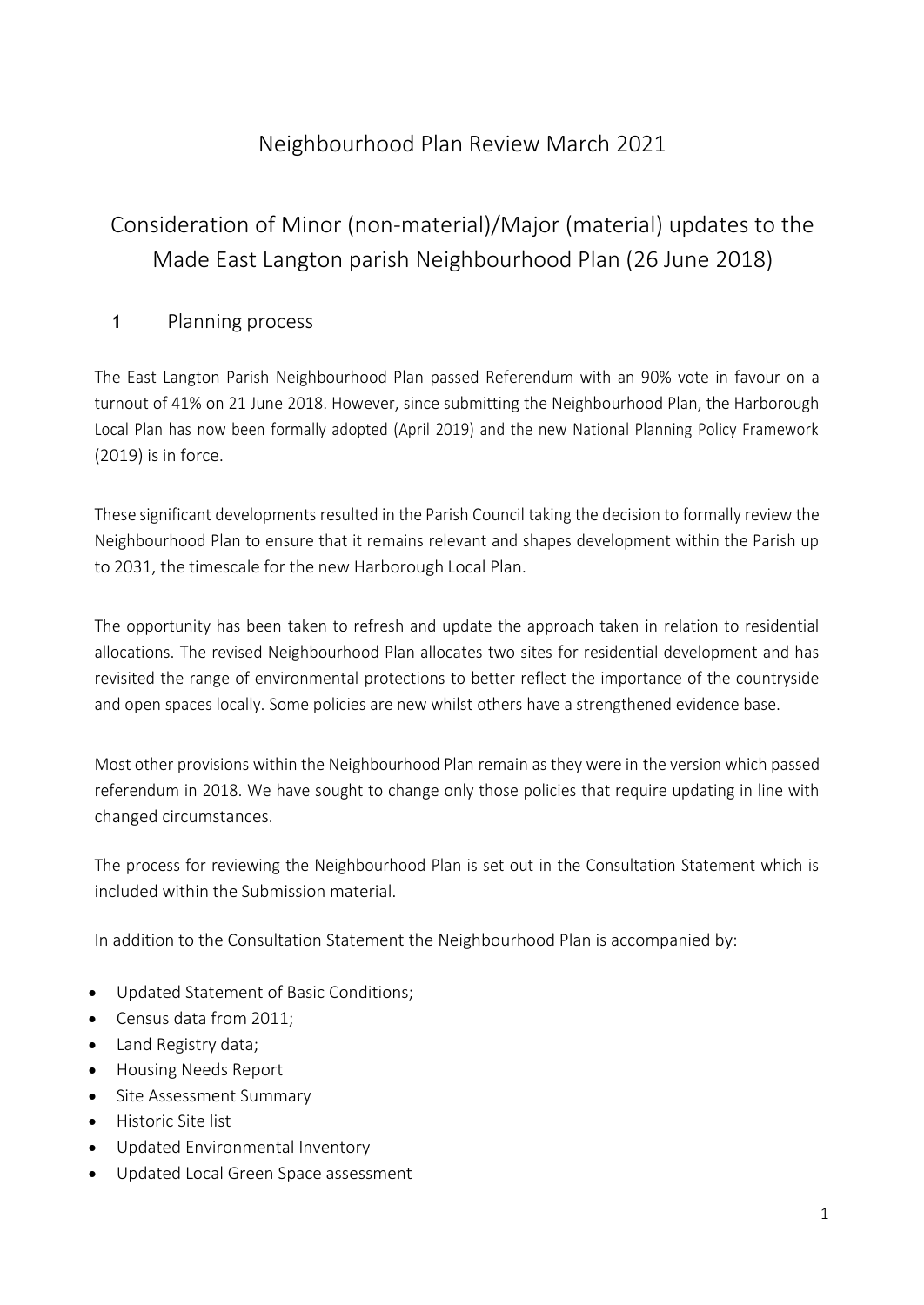# Neighbourhood Plan Review March 2021

# Consideration of Minor (non-material)/Major (material) updates to the Made East Langton parish Neighbourhood Plan (26 June 2018)

## 1 Planning process

The East Langton Parish Neighbourhood Plan passed Referendum with an 90% vote in favour on a turnout of 41% on 21 June 2018. However, since submitting the Neighbourhood Plan, the Harborough Local Plan has now been formally adopted (April 2019) and the new National Planning Policy Framework (2019) is in force.

These significant developments resulted in the Parish Council taking the decision to formally review the Neighbourhood Plan to ensure that it remains relevant and shapes development within the Parish up to 2031, the timescale for the new Harborough Local Plan.

The opportunity has been taken to refresh and update the approach taken in relation to residential allocations. The revised Neighbourhood Plan allocates two sites for residential development and has revisited the range of environmental protections to better reflect the importance of the countryside and open spaces locally. Some policies are new whilst others have a strengthened evidence base.

Most other provisions within the Neighbourhood Plan remain as they were in the version which passed referendum in 2018. We have sought to change only those policies that require updating in line with changed circumstances.

The process for reviewing the Neighbourhood Plan is set out in the Consultation Statement which is included within the Submission material.

In addition to the Consultation Statement the Neighbourhood Plan is accompanied by:

- Updated Statement of Basic Conditions;
- Census data from 2011;
- Land Registry data;
- Housing Needs Report
- Site Assessment Summary
- Historic Site list
- Updated Environmental Inventory
- Updated Local Green Space assessment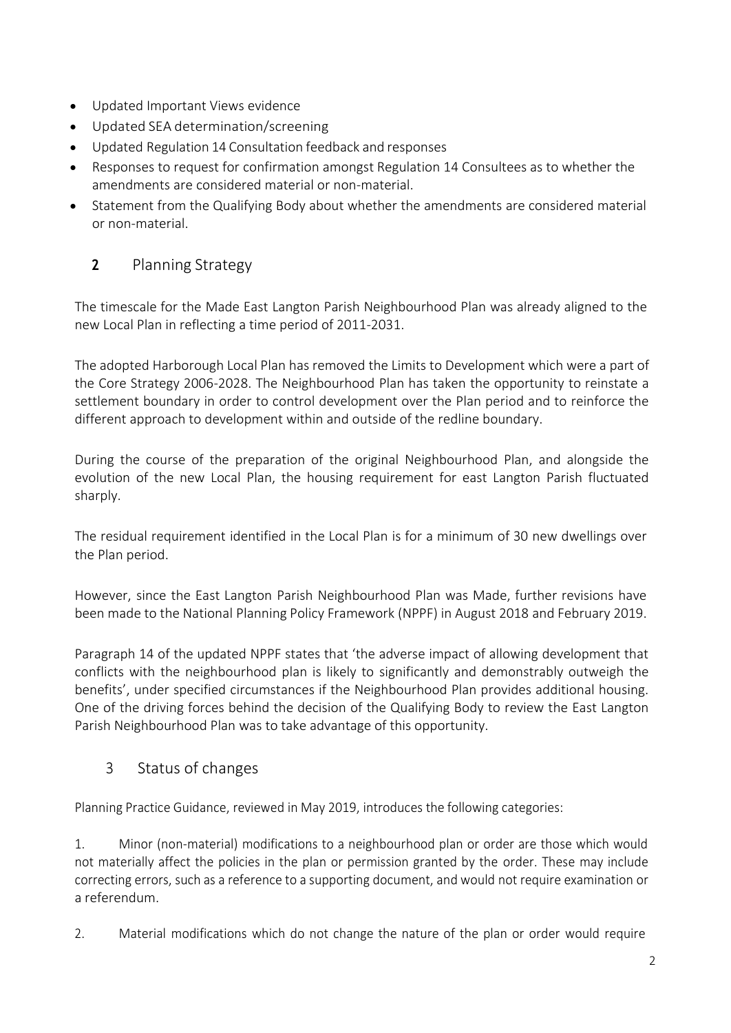- Updated Important Views evidence
- Updated SEA determination/screening
- Updated Regulation 14 Consultation feedback and responses
- Responses to request for confirmation amongst Regulation 14 Consultees as to whether the amendments are considered material or non-material.
- Statement from the Qualifying Body about whether the amendments are considered material or non-material.

## 2 Planning Strategy

The timescale for the Made East Langton Parish Neighbourhood Plan was already aligned to the new Local Plan in reflecting a time period of 2011-2031.

The adopted Harborough Local Plan has removed the Limits to Development which were a part of the Core Strategy 2006-2028. The Neighbourhood Plan has taken the opportunity to reinstate a settlement boundary in order to control development over the Plan period and to reinforce the different approach to development within and outside of the redline boundary.

During the course of the preparation of the original Neighbourhood Plan, and alongside the evolution of the new Local Plan, the housing requirement for east Langton Parish fluctuated sharply.

The residual requirement identified in the Local Plan is for a minimum of 30 new dwellings over the Plan period.

However, since the East Langton Parish Neighbourhood Plan was Made, further revisions have been made to the National Planning Policy Framework (NPPF) in August 2018 and February 2019.

Paragraph 14 of the updated NPPF states that 'the adverse impact of allowing development that conflicts with the neighbourhood plan is likely to significantly and demonstrably outweigh the benefits', under specified circumstances if the Neighbourhood Plan provides additional housing. One of the driving forces behind the decision of the Qualifying Body to review the East Langton Parish Neighbourhood Plan was to take advantage of this opportunity.

## 3 Status of changes

Planning Practice Guidance, reviewed in May 2019, introduces the following categories:

1. Minor (non-material) modifications to a neighbourhood plan or order are those which would not materially affect the policies in the plan or permission granted by the order. These may include correcting errors, such as a reference to a supporting document, and would not require examination or a referendum.

2. Material modifications which do not change the nature of the plan or order would require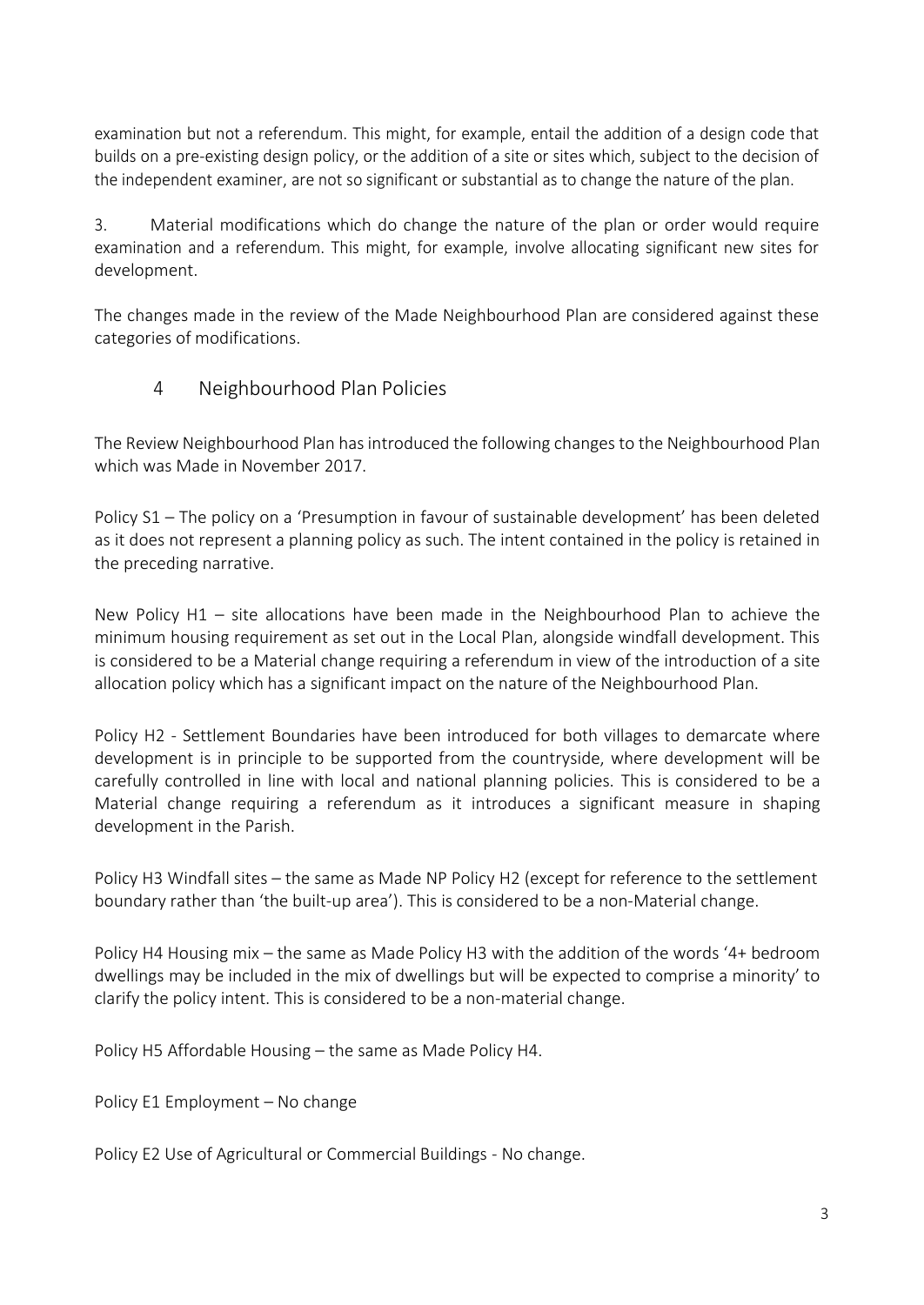examination but not a referendum. This might, for example, entail the addition of a design code that builds on a pre-existing design policy, or the addition of a site or sites which, subject to the decision of the independent examiner, are not so significant or substantial as to change the nature of the plan.

3. Material modifications which do change the nature of the plan or order would require examination and a referendum. This might, for example, involve allocating significant new sites for development.

The changes made in the review of the Made Neighbourhood Plan are considered against these categories of modifications.

## 4 Neighbourhood Plan Policies

The Review Neighbourhood Plan has introduced the following changes to the Neighbourhood Plan which was Made in November 2017.

Policy S1 – The policy on a 'Presumption in favour of sustainable development' has been deleted as it does not represent a planning policy as such. The intent contained in the policy is retained in the preceding narrative.

New Policy H1 – site allocations have been made in the Neighbourhood Plan to achieve the minimum housing requirement as set out in the Local Plan, alongside windfall development. This is considered to be a Material change requiring a referendum in view of the introduction of a site allocation policy which has a significant impact on the nature of the Neighbourhood Plan.

Policy H2 - Settlement Boundaries have been introduced for both villages to demarcate where development is in principle to be supported from the countryside, where development will be carefully controlled in line with local and national planning policies. This is considered to be a Material change requiring a referendum as it introduces a significant measure in shaping development in the Parish.

Policy H3 Windfall sites – the same as Made NP Policy H2 (except for reference to the settlement boundary rather than 'the built-up area'). This is considered to be a non-Material change.

Policy H4 Housing mix – the same as Made Policy H3 with the addition of the words '4+ bedroom dwellings may be included in the mix of dwellings but will be expected to comprise a minority' to clarify the policy intent. This is considered to be a non-material change.

Policy H5 Affordable Housing – the same as Made Policy H4.

Policy E1 Employment – No change

Policy E2 Use of Agricultural or Commercial Buildings - No change.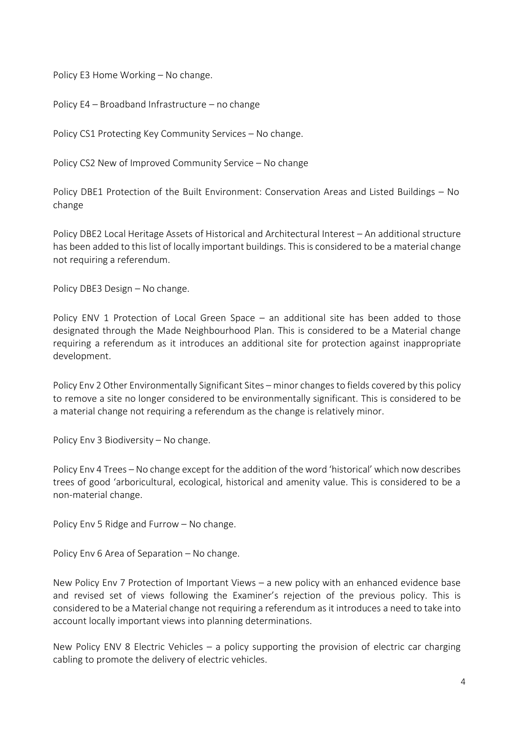Policy E3 Home Working – No change.

Policy E4 – Broadband Infrastructure – no change

Policy CS1 Protecting Key Community Services – No change.

Policy CS2 New of Improved Community Service – No change

Policy DBE1 Protection of the Built Environment: Conservation Areas and Listed Buildings – No change

Policy DBE2 Local Heritage Assets of Historical and Architectural Interest – An additional structure has been added to this list of locally important buildings. This is considered to be a material change not requiring a referendum.

Policy DBE3 Design – No change.

Policy ENV 1 Protection of Local Green Space – an additional site has been added to those designated through the Made Neighbourhood Plan. This is considered to be a Material change requiring a referendum as it introduces an additional site for protection against inappropriate development.

Policy Env 2 Other Environmentally Significant Sites – minor changes to fields covered by this policy to remove a site no longer considered to be environmentally significant. This is considered to be a material change not requiring a referendum as the change is relatively minor.

Policy Env 3 Biodiversity – No change.

Policy Env 4 Trees – No change except for the addition of the word 'historical' which now describes trees of good 'arboricultural, ecological, historical and amenity value. This is considered to be a non-material change.

Policy Env 5 Ridge and Furrow – No change.

Policy Env 6 Area of Separation – No change.

New Policy Env 7 Protection of Important Views – a new policy with an enhanced evidence base and revised set of views following the Examiner's rejection of the previous policy. This is considered to be a Material change not requiring a referendum as it introduces a need to take into account locally important views into planning determinations.

New Policy ENV 8 Electric Vehicles – a policy supporting the provision of electric car charging cabling to promote the delivery of electric vehicles.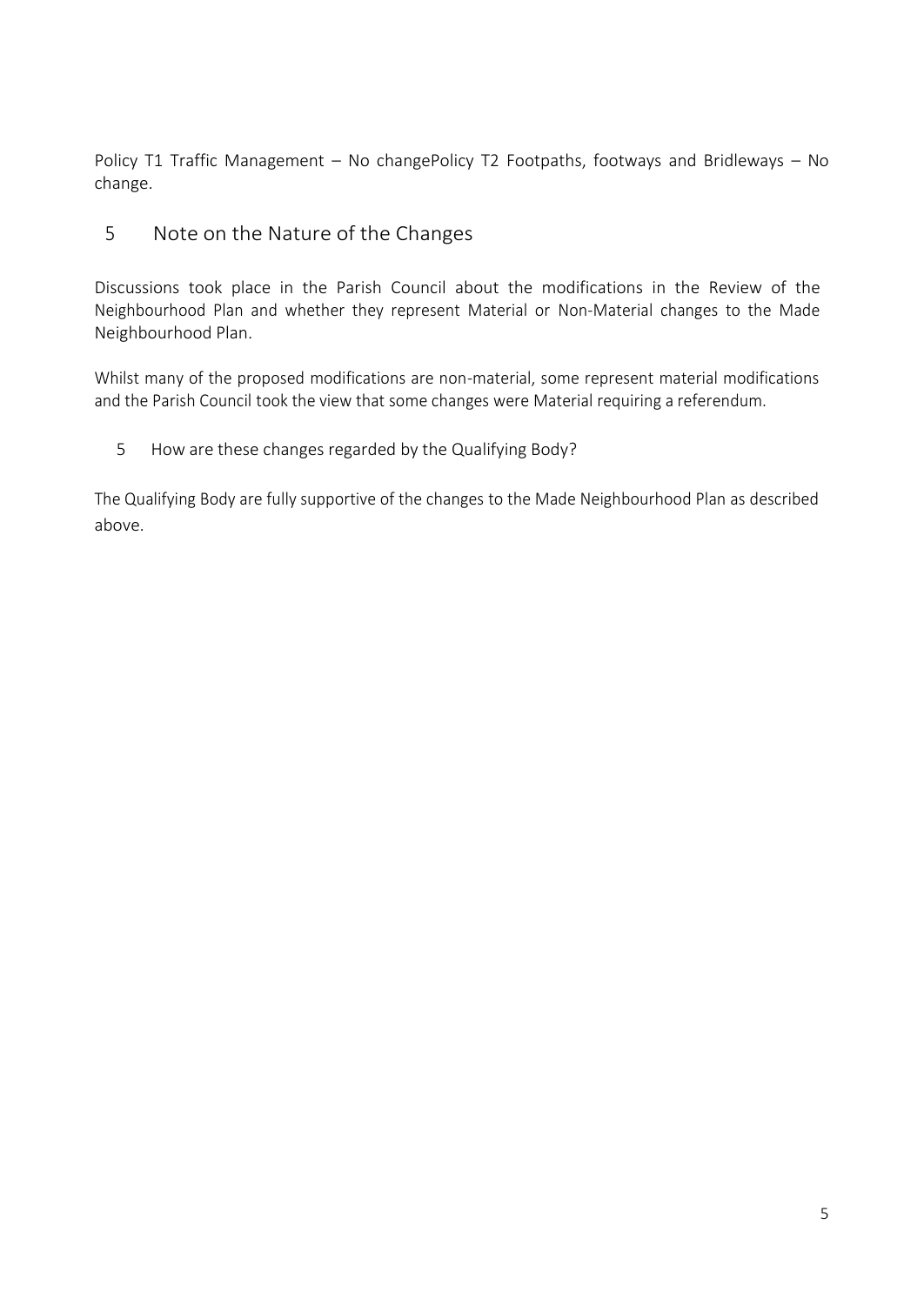Policy T1 Traffic Management – No changePolicy T2 Footpaths, footways and Bridleways – No change.

## 5 Note on the Nature of the Changes

Discussions took place in the Parish Council about the modifications in the Review of the Neighbourhood Plan and whether they represent Material or Non-Material changes to the Made Neighbourhood Plan.

Whilst many of the proposed modifications are non-material, some represent material modifications and the Parish Council took the view that some changes were Material requiring a referendum.

### 5 How are these changes regarded by the Qualifying Body?

The Qualifying Body are fully supportive of the changes to the Made Neighbourhood Plan as described above.